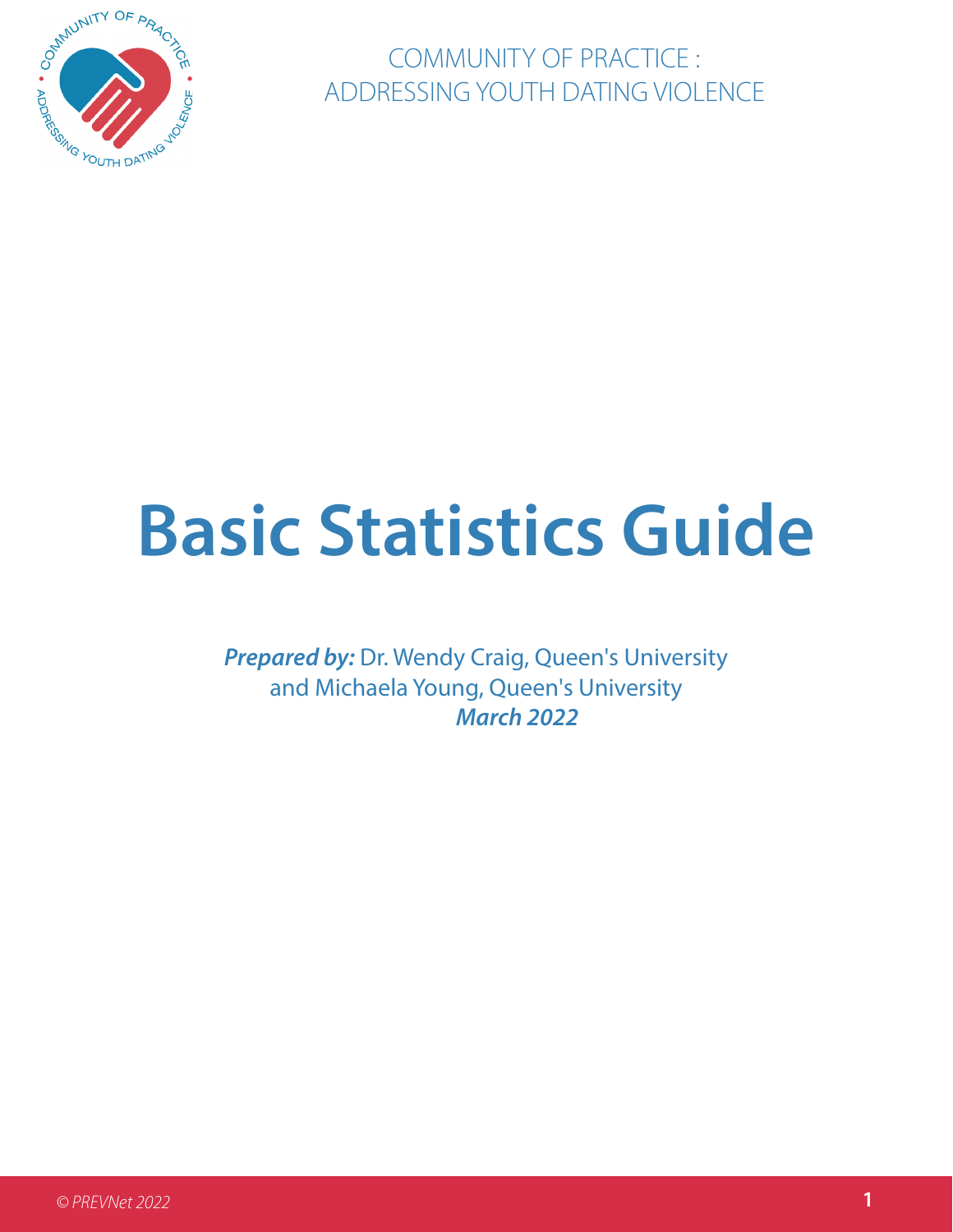COMMUNITY OF PRACTICE :
ADDRESSING YOUTH DATING VIOLENCE

# Basic Statistics Guide

***Prepared by:*** Dr. Wendy Craig, Queen's University
and Michaela Young, Queen's University
***March 2022***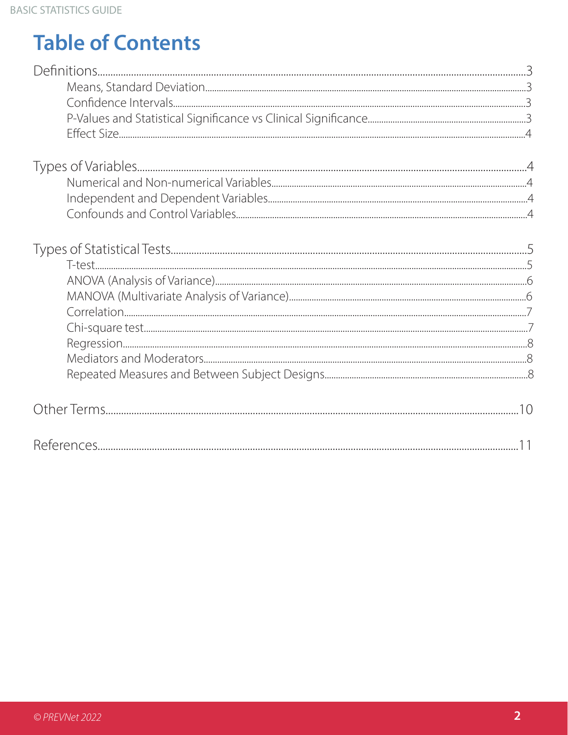# Table of Contents

Definitions......3
- Means, Standard Deviation......3
- Confidence Intervals......3
- P-Values and Statistical Significance vs Clinical Significance......3
- Effect Size......4

Types of Variables......4
- Numerical and Non-numerical Variables......4
- Independent and Dependent Variables......4
- Confounds and Control Variables......4

Types of Statistical Tests......5
- T-test......5
- ANOVA (Analysis of Variance)......6
- MANOVA (Multivariate Analysis of Variance)......6
- Correlation......7
- Chi-square test......7
- Regression......8
- Mediators and Moderators......8
- Repeated Measures and Between Subject Designs......8

Other Terms......10

References......11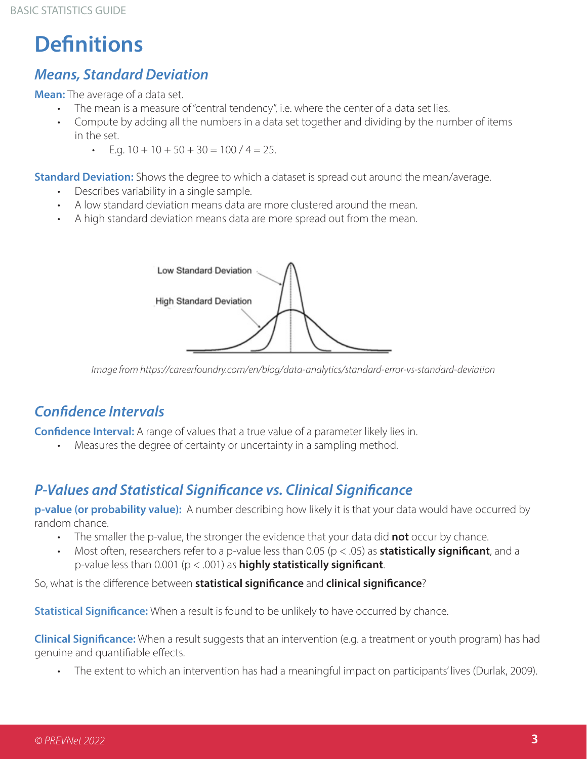# Definitions

## *Means, Standard Deviation*

**Mean:** The average of a data set.

- The mean is a measure of "central tendency", i.e. where the center of a data set lies.
- Compute by adding all the numbers in a data set together and dividing by the number of items in the set.
  - E.g. 10 + 10 + 50 + 30 = 100 / 4 = 25.

**Standard Deviation:** Shows the degree to which a dataset is spread out around the mean/average.

- Describes variability in a single sample.
- A low standard deviation means data are more clustered around the mean.
- A high standard deviation means data are more spread out from the mean.

*Image from https://careerfoundry.com/en/blog/data-analytics/standard-error-vs-standard-deviation*

## *Confidence Intervals*

**Confidence Interval:** A range of values that a true value of a parameter likely lies in.

- Measures the degree of certainty or uncertainty in a sampling method.

## *P-Values and Statistical Significance vs. Clinical Significance*

**p-value (or probability value):** A number describing how likely it is that your data would have occurred by random chance.

- The smaller the p-value, the stronger the evidence that your data did **not** occur by chance.
- Most often, researchers refer to a p-value less than 0.05 ($p < .05$) as **statistically significant**, and a p-value less than 0.001 ($p < .001$) as **highly statistically significant**.

So, what is the difference between **statistical significance** and **clinical significance**?

**Statistical Significance:** When a result is found to be unlikely to have occurred by chance.

**Clinical Significance:** When a result suggests that an intervention (e.g. a treatment or youth program) has had genuine and quantifiable effects.

- The extent to which an intervention has had a meaningful impact on participants' lives (Durlak, 2009).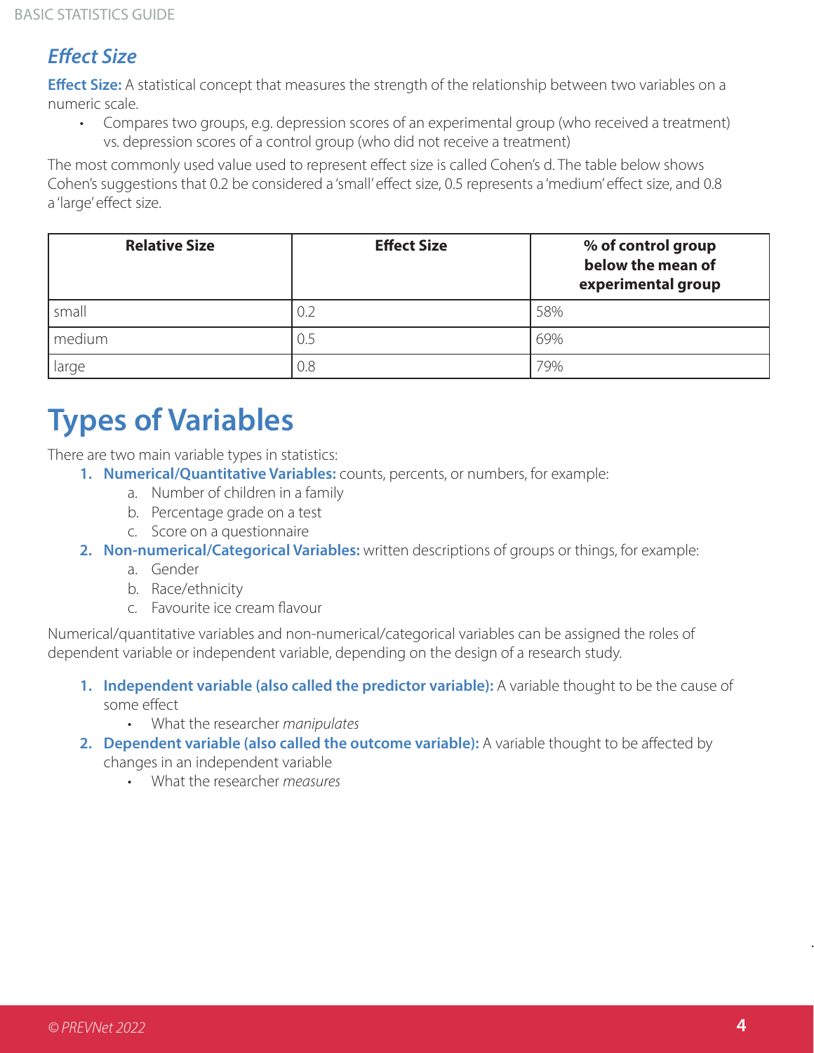### *Effect Size*

**Effect Size:** A statistical concept that measures the strength of the relationship between two variables on a numeric scale.

- Compares two groups, e.g. depression scores of an experimental group (who received a treatment) vs. depression scores of a control group (who did not receive a treatment)

The most commonly used value used to represent effect size is called Cohen's d. The table below shows Cohen's suggestions that 0.2 be considered a 'small' effect size, 0.5 represents a 'medium' effect size, and 0.8 a 'large' effect size.

| Relative Size | Effect Size | % of control group below the mean of experimental group |
|---|---|---|
| small | 0.2 | 58% |
| medium | 0.5 | 69% |
| large | 0.8 | 79% |

# Types of Variables

There are two main variable types in statistics:

1. **Numerical/Quantitative Variables:** counts, percents, or numbers, for example:
   a. Number of children in a family
   b. Percentage grade on a test
   c. Score on a questionnaire
2. **Non-numerical/Categorical Variables:** written descriptions of groups or things, for example:
   a. Gender
   b. Race/ethnicity
   c. Favourite ice cream flavour

Numerical/quantitative variables and non-numerical/categorical variables can be assigned the roles of dependent variable or independent variable, depending on the design of a research study.

1. **Independent variable (also called the predictor variable):** A variable thought to be the cause of some effect
   - What the researcher *manipulates*
2. **Dependent variable (also called the outcome variable):** A variable thought to be affected by changes in an independent variable
   - What the researcher *measures*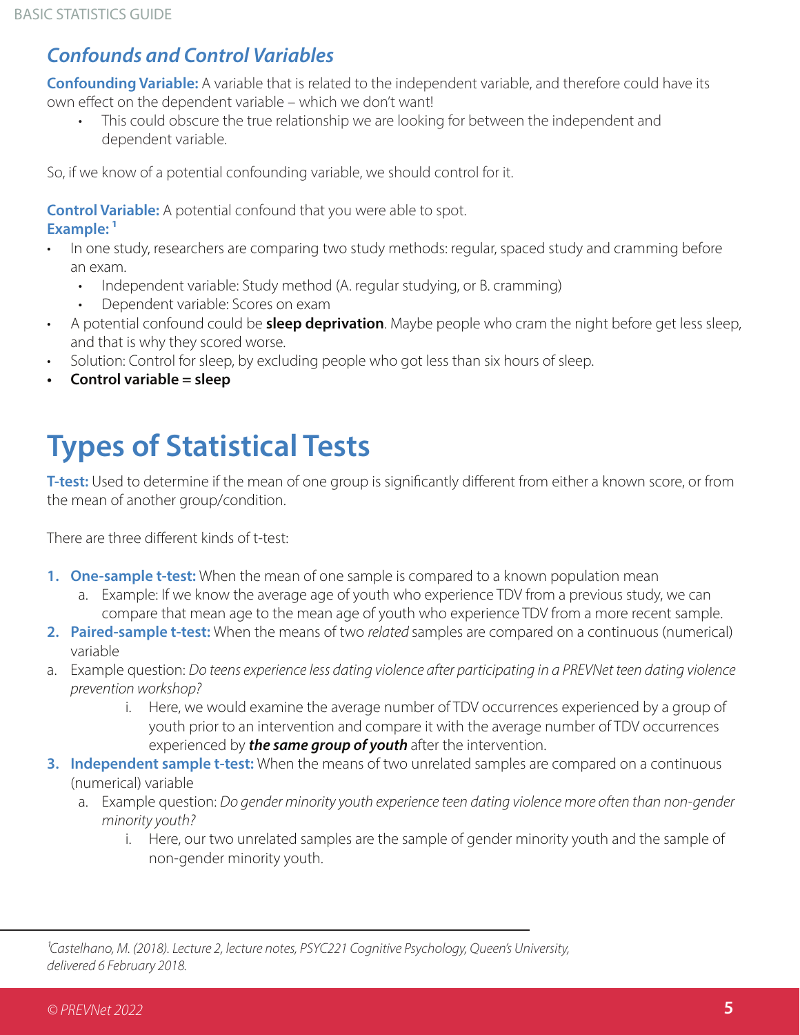### *Confounds and Control Variables*

**Confounding Variable:** A variable that is related to the independent variable, and therefore could have its own effect on the dependent variable – which we don't want!

- This could obscure the true relationship we are looking for between the independent and dependent variable.

So, if we know of a potential confounding variable, we should control for it.

**Control Variable:** A potential confound that you were able to spot.
**Example:** [1]

- In one study, researchers are comparing two study methods: regular, spaced study and cramming before an exam.
  - Independent variable: Study method (A. regular studying, or B. cramming)
  - Dependent variable: Scores on exam
- A potential confound could be **sleep deprivation**. Maybe people who cram the night before get less sleep, and that is why they scored worse.
- Solution: Control for sleep, by excluding people who got less than six hours of sleep.
- **Control variable = sleep**

# Types of Statistical Tests

**T-test:** Used to determine if the mean of one group is significantly different from either a known score, or from the mean of another group/condition.

There are three different kinds of t-test:

1. **One-sample t-test:** When the mean of one sample is compared to a known population mean
   a. Example: If we know the average age of youth who experience TDV from a previous study, we can compare that mean age to the mean age of youth who experience TDV from a more recent sample.
2. **Paired-sample t-test:** When the means of two *related* samples are compared on a continuous (numerical) variable
   a. Example question: *Do teens experience less dating violence after participating in a PREVNet teen dating violence prevention workshop?*
      i. Here, we would examine the average number of TDV occurrences experienced by a group of youth prior to an intervention and compare it with the average number of TDV occurrences experienced by ***the same group of youth*** after the intervention.
3. **Independent sample t-test:** When the means of two unrelated samples are compared on a continuous (numerical) variable
   a. Example question: *Do gender minority youth experience teen dating violence more often than non-gender minority youth?*
      i. Here, our two unrelated samples are the sample of gender minority youth and the sample of non-gender minority youth.

---

[1] *Castelhano, M. (2018). Lecture 2, lecture notes, PSYC221 Cognitive Psychology, Queen's University, delivered 6 February 2018.*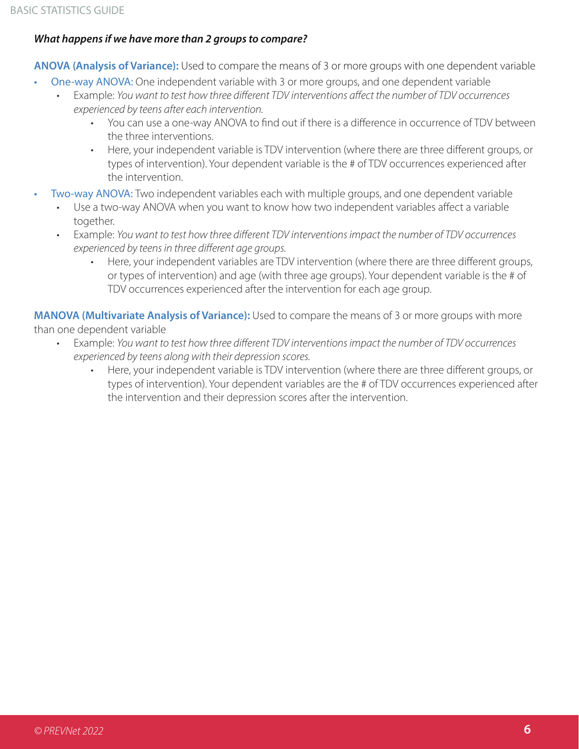***What happens if we have more than 2 groups to compare?***

**ANOVA (Analysis of Variance):** Used to compare the means of 3 or more groups with one dependent variable

- One-way ANOVA: One independent variable with 3 or more groups, and one dependent variable
  - Example: *You want to test how three different TDV interventions affect the number of TDV occurrences experienced by teens after each intervention.*
    - You can use a one-way ANOVA to find out if there is a difference in occurrence of TDV between the three interventions.
    - Here, your independent variable is TDV intervention (where there are three different groups, or types of intervention). Your dependent variable is the # of TDV occurrences experienced after the intervention.
- Two-way ANOVA: Two independent variables each with multiple groups, and one dependent variable
  - Use a two-way ANOVA when you want to know how two independent variables affect a variable together.
  - Example: *You want to test how three different TDV interventions impact the number of TDV occurrences experienced by teens in three different age groups.*
    - Here, your independent variables are TDV intervention (where there are three different groups, or types of intervention) and age (with three age groups). Your dependent variable is the # of TDV occurrences experienced after the intervention for each age group.

**MANOVA (Multivariate Analysis of Variance):** Used to compare the means of 3 or more groups with more than one dependent variable

- Example: *You want to test how three different TDV interventions impact the number of TDV occurrences experienced by teens along with their depression scores.*
  - Here, your independent variable is TDV intervention (where there are three different groups, or types of intervention). Your dependent variables are the # of TDV occurrences experienced after the intervention and their depression scores after the intervention.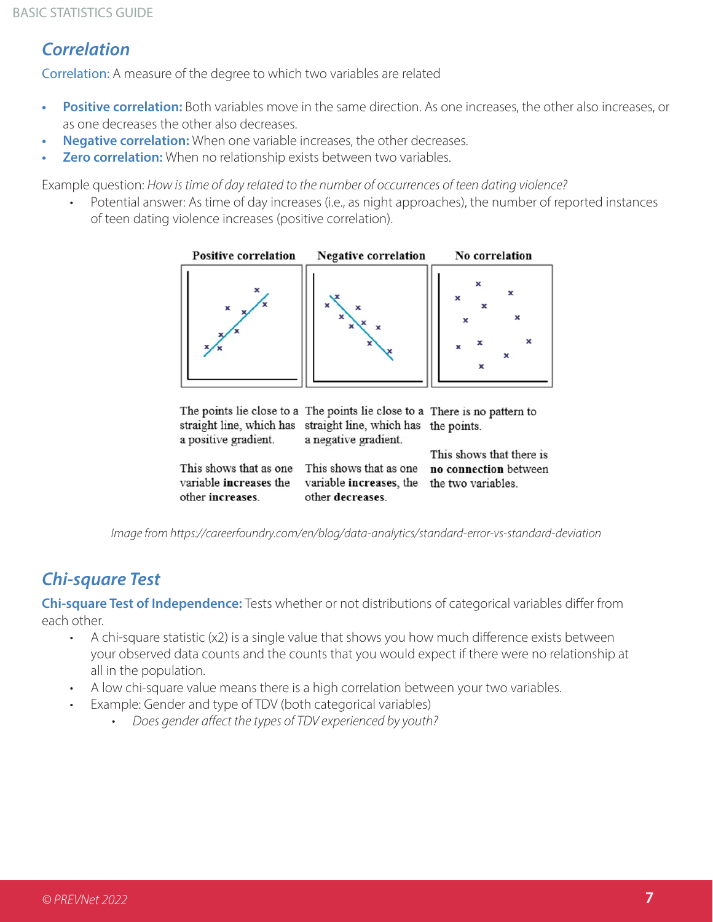## Correlation

Correlation: A measure of the degree to which two variables are related

- **Positive correlation:** Both variables move in the same direction. As one increases, the other also increases, or as one decreases the other also decreases.
- **Negative correlation:** When one variable increases, the other decreases.
- **Zero correlation:** When no relationship exists between two variables.

Example question: *How is time of day related to the number of occurrences of teen dating violence?*

- Potential answer: As time of day increases (i.e., as night approaches), the number of reported instances of teen dating violence increases (positive correlation).

| Positive correlation | Negative correlation | No correlation |
|---|---|---|
| The points lie close to a straight line, which has a positive gradient. | The points lie close to a straight line, which has a negative gradient. | There is no pattern to the points. |
| This shows that as one variable **increases** the other **increases**. | This shows that as one variable **increases**, the other **decreases**. | This shows that there is **no connection** between the two variables. |

*Image from https://careerfoundry.com/en/blog/data-analytics/standard-error-vs-standard-deviation*

## Chi-square Test

**Chi-square Test of Independence:** Tests whether or not distributions of categorical variables differ from each other.

- A chi-square statistic (x2) is a single value that shows you how much difference exists between your observed data counts and the counts that you would expect if there were no relationship at all in the population.
- A low chi-square value means there is a high correlation between your two variables.
- Example: Gender and type of TDV (both categorical variables)
  - *Does gender affect the types of TDV experienced by youth?*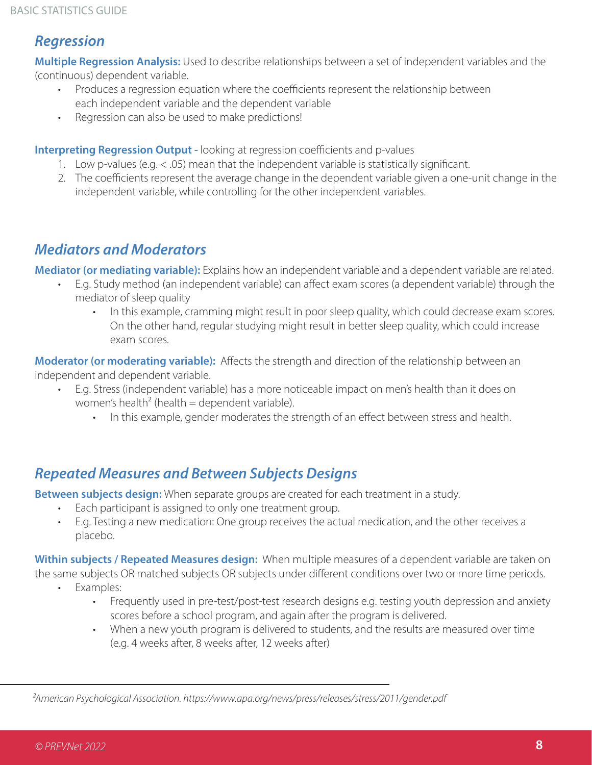## *Regression*

**Multiple Regression Analysis:** Used to describe relationships between a set of independent variables and the (continuous) dependent variable.

- Produces a regression equation where the coefficients represent the relationship between each independent variable and the dependent variable
- Regression can also be used to make predictions!

**Interpreting Regression Output -** looking at regression coefficients and p-values

1. Low p-values (e.g. < .05) mean that the independent variable is statistically significant.
2. The coefficients represent the average change in the dependent variable given a one-unit change in the independent variable, while controlling for the other independent variables.

## *Mediators and Moderators*

**Mediator (or mediating variable):** Explains how an independent variable and a dependent variable are related.

- E.g. Study method (an independent variable) can affect exam scores (a dependent variable) through the mediator of sleep quality
    - In this example, cramming might result in poor sleep quality, which could decrease exam scores. On the other hand, regular studying might result in better sleep quality, which could increase exam scores.

**Moderator (or moderating variable):** Affects the strength and direction of the relationship between an independent and dependent variable.

- E.g. Stress (independent variable) has a more noticeable impact on men's health than it does on women's health[2] (health = dependent variable).
    - In this example, gender moderates the strength of an effect between stress and health.

## *Repeated Measures and Between Subjects Designs*

**Between subjects design:** When separate groups are created for each treatment in a study.

- Each participant is assigned to only one treatment group.
- E.g. Testing a new medication: One group receives the actual medication, and the other receives a placebo.

**Within subjects / Repeated Measures design:** When multiple measures of a dependent variable are taken on the same subjects OR matched subjects OR subjects under different conditions over two or more time periods.

- Examples:
    - Frequently used in pre-test/post-test research designs e.g. testing youth depression and anxiety scores before a school program, and again after the program is delivered.
    - When a new youth program is delivered to students, and the results are measured over time (e.g. 4 weeks after, 8 weeks after, 12 weeks after)

---

*[2]American Psychological Association. https://www.apa.org/news/press/releases/stress/2011/gender.pdf*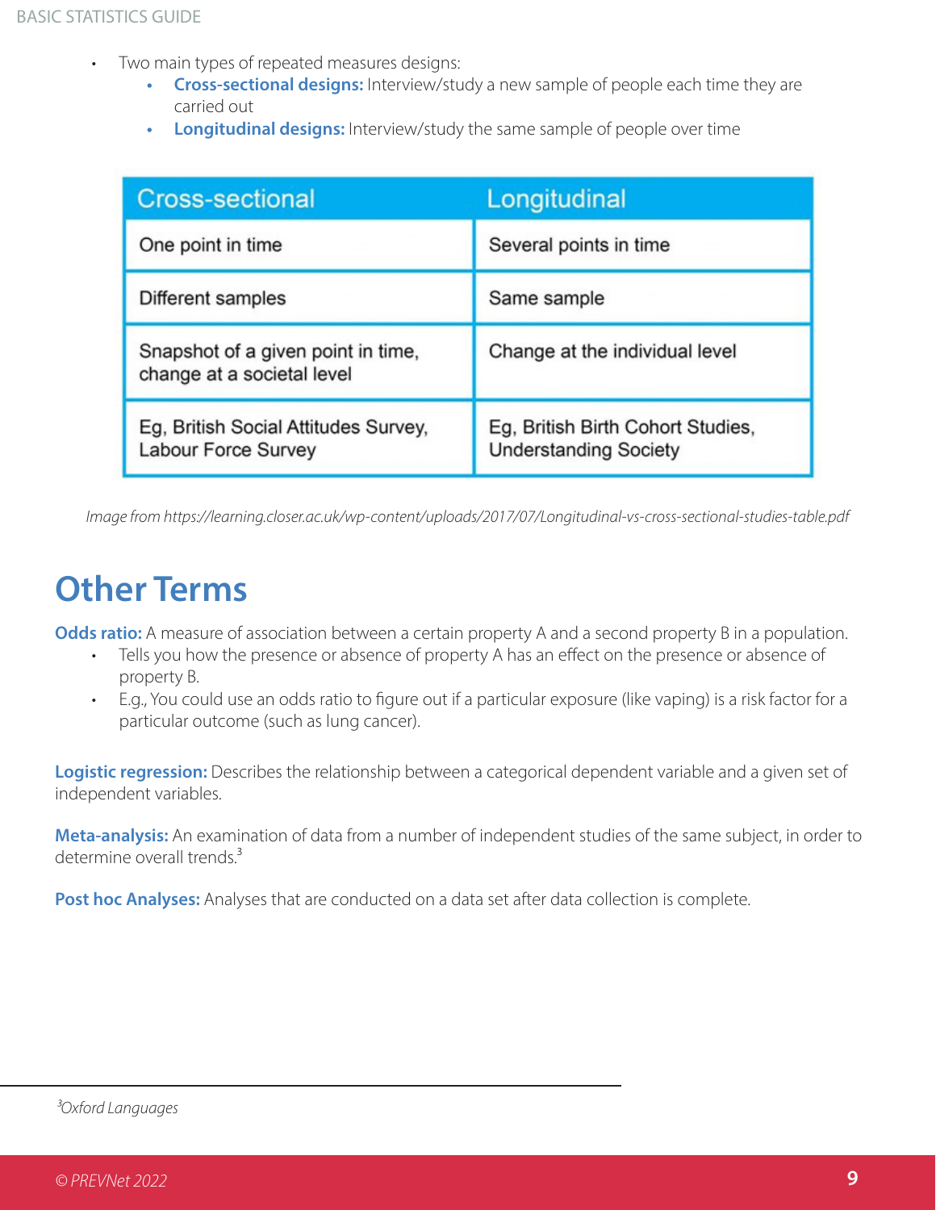- Two main types of repeated measures designs:
  - **Cross-sectional designs:** Interview/study a new sample of people each time they are carried out
  - **Longitudinal designs:** Interview/study the same sample of people over time

| Cross-sectional | Longitudinal |
| --- | --- |
| One point in time | Several points in time |
| Different samples | Same sample |
| Snapshot of a given point in time, change at a societal level | Change at the individual level |
| Eg, British Social Attitudes Survey, Labour Force Survey | Eg, British Birth Cohort Studies, Understanding Society |

*Image from https://learning.closer.ac.uk/wp-content/uploads/2017/07/Longitudinal-vs-cross-sectional-studies-table.pdf*

# Other Terms

**Odds ratio:** A measure of association between a certain property A and a second property B in a population.

- Tells you how the presence or absence of property A has an effect on the presence or absence of property B.
- E.g., You could use an odds ratio to figure out if a particular exposure (like vaping) is a risk factor for a particular outcome (such as lung cancer).

**Logistic regression:** Describes the relationship between a categorical dependent variable and a given set of independent variables.

**Meta-analysis:** An examination of data from a number of independent studies of the same subject, in order to determine overall trends.[3]

**Post hoc Analyses:** Analyses that are conducted on a data set after data collection is complete.

---

[3] *Oxford Languages*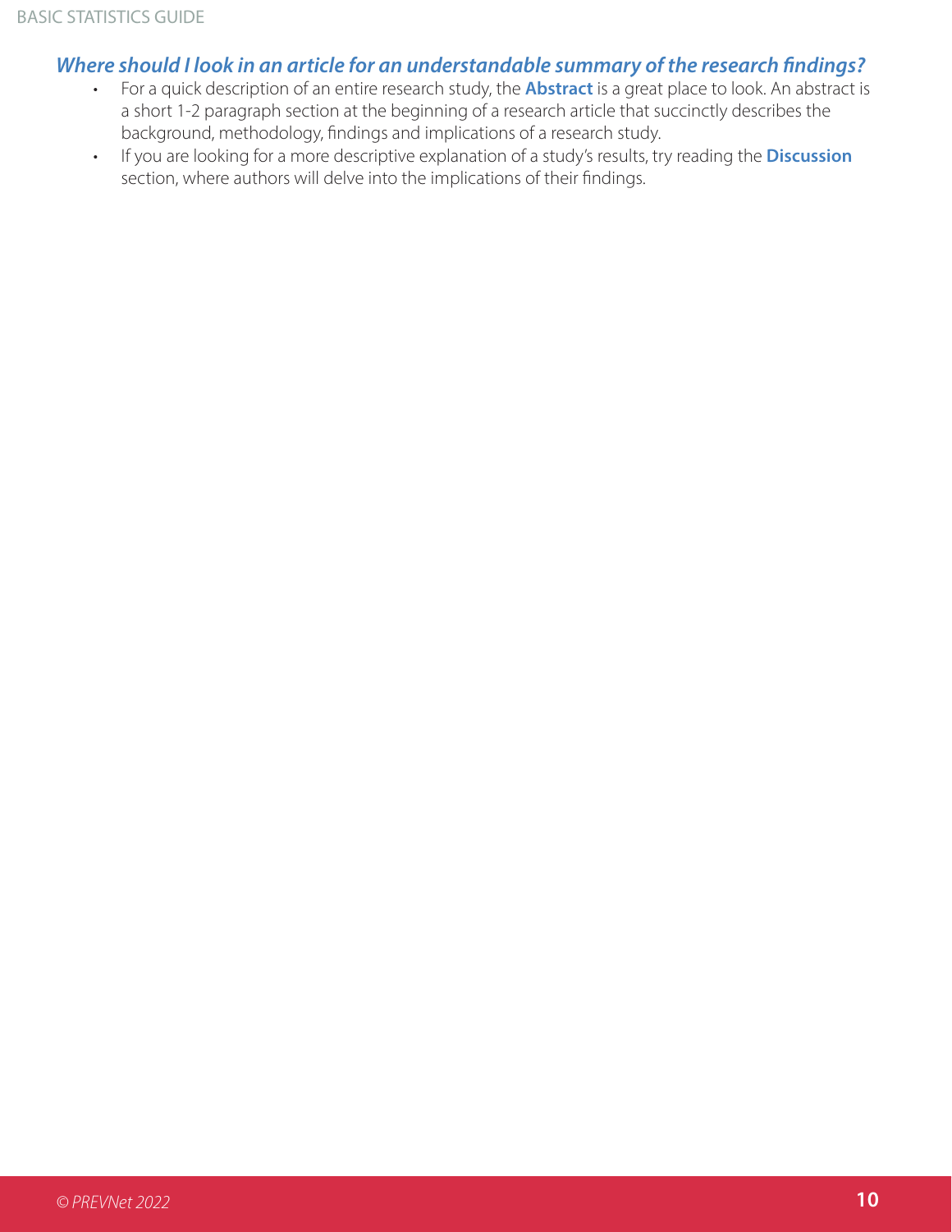### *Where should I look in an article for an understandable summary of the research findings?*

- For a quick description of an entire research study, the **Abstract** is a great place to look. An abstract is a short 1-2 paragraph section at the beginning of a research article that succinctly describes the background, methodology, findings and implications of a research study.
- If you are looking for a more descriptive explanation of a study's results, try reading the **Discussion** section, where authors will delve into the implications of their findings.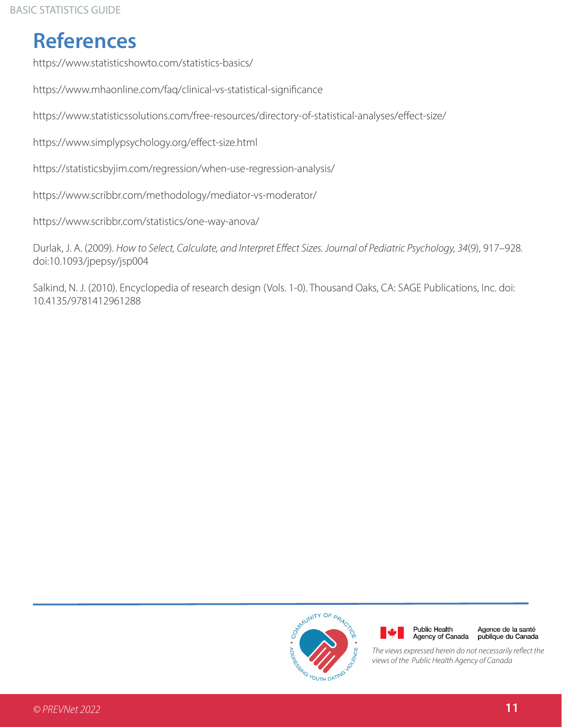# References

https://www.statisticshowto.com/statistics-basics/

https://www.mhaonline.com/faq/clinical-vs-statistical-significance

https://www.statisticssolutions.com/free-resources/directory-of-statistical-analyses/effect-size/

https://www.simplypsychology.org/effect-size.html

https://statisticsbyjim.com/regression/when-use-regression-analysis/

https://www.scribbr.com/methodology/mediator-vs-moderator/

https://www.scribbr.com/statistics/one-way-anova/

Durlak, J. A. (2009). *How to Select, Calculate, and Interpret Effect Sizes. Journal of Pediatric Psychology, 34*(9), 917–928. doi:10.1093/jpepsy/jsp004

Salkind, N. J. (2010). Encyclopedia of research design (Vols. 1-0). Thousand Oaks, CA: SAGE Publications, Inc. doi: 10.4135/9781412961288

Public Health Agency of Canada    Agence de la santé publique du Canada

*The views expressed herein do not necessarily reflect the views of the Public Health Agency of Canada*

*© PREVNet 2022*